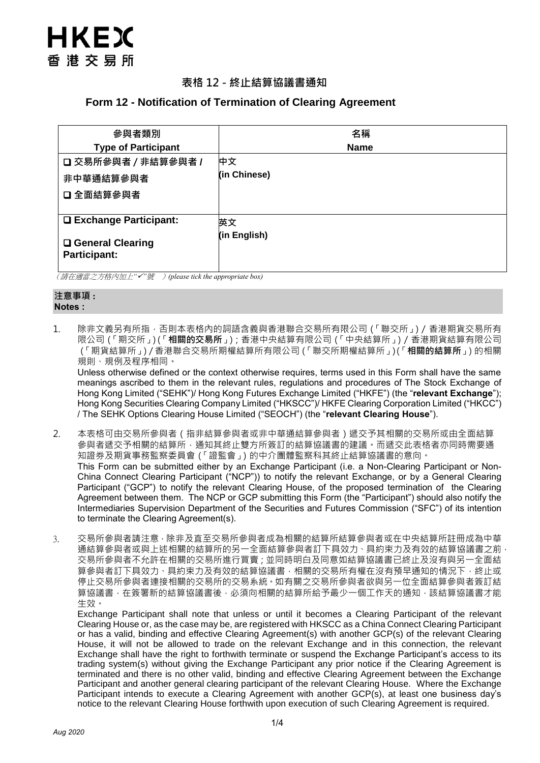HKEX
香港交易所

## 表格 12 - 終止結算協議書通知

## Form 12 - Notification of Termination of Clearing Agreement

| 參與者類別<br>Type of Participant | 名稱<br>Name |
|---|---|
| ❑ 交易所參與者 / 非結算參與者 / 非中華通結算參與者<br>❑ 全面結算參與者 | 中文<br>(in Chinese) |
| ❑ Exchange Participant:<br>❑ General Clearing Participant: | 英文<br>(in English) |

*(請在適當之方格內加上"✓"號　) (please tick the appropriate box)*

**注意事項：**
**Notes :**

1. 除非文義另有所指，否則本表格內的詞語含義與香港聯合交易所有限公司 (「聯交所」) / 香港期貨交易所有限公司 (「期交所」) (「**相關的交易所**」) ; 香港中央結算有限公司 (「中央結算所」) / 香港期貨結算有限公司 (「期貨結算所」) / 香港聯合交易所期權結算所有限公司 (「聯交所期權結算所」) (「**相關的結算所**」) 的相關規則、規例及程序相同。
   Unless otherwise defined or the context otherwise requires, terms used in this Form shall have the same meanings ascribed to them in the relevant rules, regulations and procedures of The Stock Exchange of Hong Kong Limited ("SEHK")/ Hong Kong Futures Exchange Limited ("HKFE") (the "**relevant Exchange**"); Hong Kong Securities Clearing Company Limited ("HKSCC")/ HKFE Clearing Corporation Limited ("HKCC") / The SEHK Options Clearing House Limited ("SEOCH") (the "**relevant Clearing House**").

2. 本表格可由交易所參與者（指非結算參與者或非中華通結算參與者）遞交予其相關的交易所或由全面結算參與者遞交予相關的結算所，通知其終止雙方所簽訂的結算協議書的建議。而遞交此表格者亦同時需要通知證券及期貨事務監察委員會 (「證監會」) 的中介團體監察科其終止結算協議書的意向。
   This Form can be submitted either by an Exchange Participant (i.e. a Non-Clearing Participant or Non-China Connect Clearing Participant ("NCP")) to notify the relevant Exchange, or by a General Clearing Participant ("GCP") to notify the relevant Clearing House, of the proposed termination of the Clearing Agreement between them. The NCP or GCP submitting this Form (the "Participant") should also notify the Intermediaries Supervision Department of the Securities and Futures Commission ("SFC") of its intention to terminate the Clearing Agreement(s).

3. 交易所參與者請注意，除非及直至交易所參與者成為相關的結算所結算參與者或在中央結算所註冊成為中華通結算參與者或與上述相關的結算所的另一全面結算參與者訂下具效力、具約束力及有效的結算協議書之前，交易所參與者不允許在相關的交易所進行買賣；並同時明白及同意如結算協議書已終止及沒有與另一全面結算參與者訂下具效力、具約束力及有效的結算協議書，相關的交易所有權在沒有預早通知的情況下，終止或停止交易所參與者連接相關的交易所的交易系統。如有關之交易所參與者欲與另一位全面結算參與者簽訂結算協議書，在簽署新的結算協議書後，必須向相關的結算所給予最少一個工作天的通知，該結算協議書才能生效。
   Exchange Participant shall note that unless or until it becomes a Clearing Participant of the relevant Clearing House or, as the case may be, are registered with HKSCC as a China Connect Clearing Participant or has a valid, binding and effective Clearing Agreement(s) with another GCP(s) of the relevant Clearing House, it will not be allowed to trade on the relevant Exchange and in this connection, the relevant Exchange shall have the right to forthwith terminate or suspend the Exchange Participant's access to its trading system(s) without giving the Exchange Participant any prior notice if the Clearing Agreement is terminated and there is no other valid, binding and effective Clearing Agreement between the Exchange Participant and another general clearing participant of the relevant Clearing House. Where the Exchange Participant intends to execute a Clearing Agreement with another GCP(s), at least one business day's notice to the relevant Clearing House forthwith upon execution of such Clearing Agreement is required.

*Aug 2020*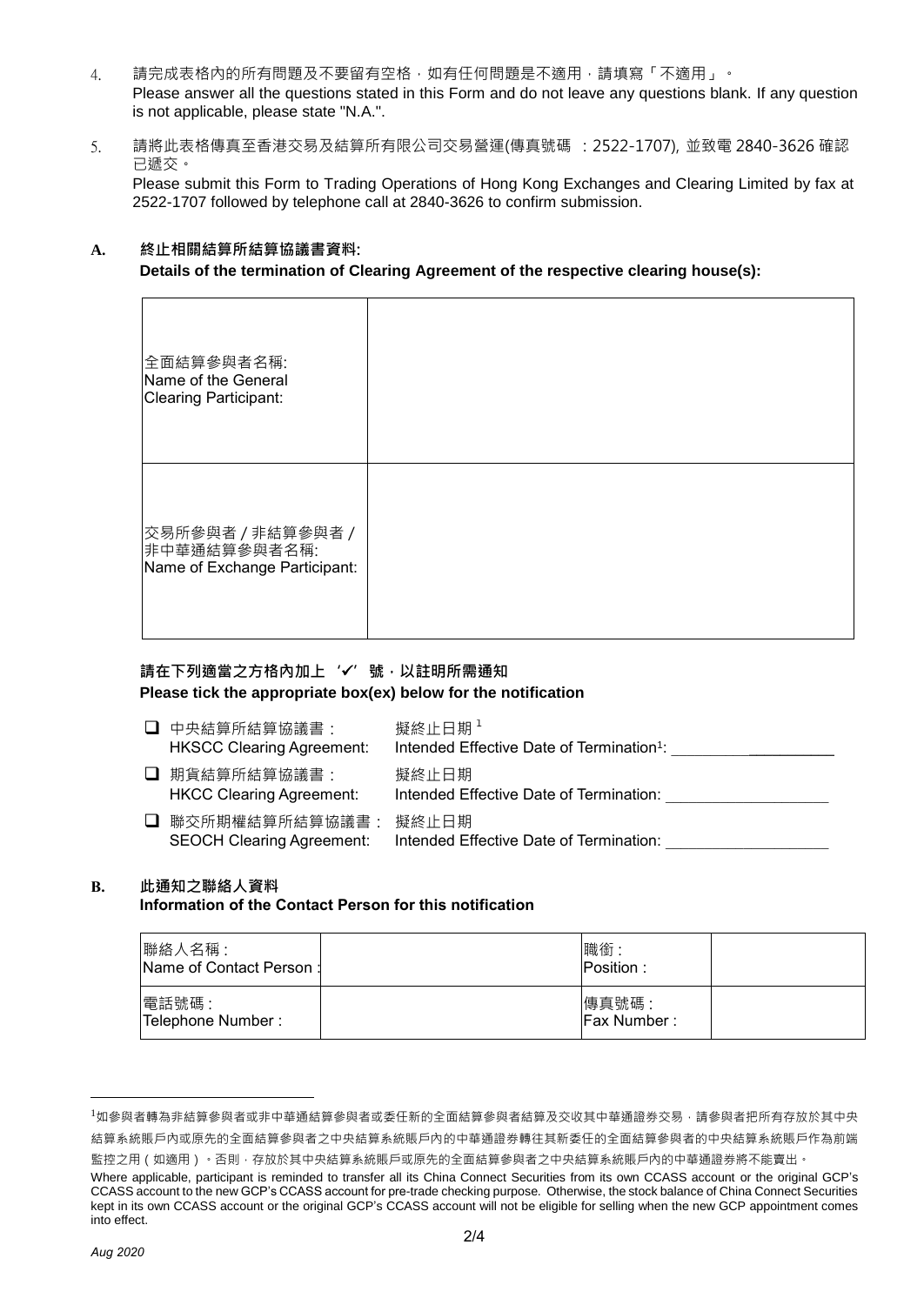4. 請完成表格內的所有問題及不要留有空格，如有任何問題是不適用，請填寫「不適用」。
   Please answer all the questions stated in this Form and do not leave any questions blank. If any question is not applicable, please state "N.A.".

5. 請將此表格傳真至香港交易及結算所有限公司交易營運(傳真號碼 ：2522-1707), 並致電 2840-3626 確認已遞交。
   Please submit this Form to Trading Operations of Hong Kong Exchanges and Clearing Limited by fax at 2522-1707 followed by telephone call at 2840-3626 to confirm submission.

## A. 終止相關結算所結算協議書資料:
**Details of the termination of Clearing Agreement of the respective clearing house(s):**

| | |
|---|---|
| 全面結算參與者名稱:<br>Name of the General Clearing Participant: | |
| 交易所參與者 / 非結算參與者 / 非中華通結算參與者名稱:<br>Name of Exchange Participant: | |

**請在下列適當之方格內加上 '✓' 號，以註明所需通知**
**Please tick the appropriate box(ex) below for the notification**

- ☐ 中央結算所結算協議書： HKSCC Clearing Agreement: 擬終止日期[1] Intended Effective Date of Termination[1]: ____________________
- ☐ 期貨結算所結算協議書： HKCC Clearing Agreement: 擬終止日期 Intended Effective Date of Termination: ____________________
- ☐ 聯交所期權結算所結算協議書： SEOCH Clearing Agreement: 擬終止日期 Intended Effective Date of Termination: ____________________

## B. 此通知之聯絡人資料
**Information of the Contact Person for this notification**

| | | | |
|---|---|---|---|
| 聯絡人名稱：<br>Name of Contact Person : | | 職銜：<br>Position : | |
| 電話號碼：<br>Telephone Number : | | 傳真號碼：<br>Fax Number : | |

---

[1]如參與者轉為非結算參與者或非中華通結算參與者或委任新的全面結算參與者結算及交收其中華通證券交易，請參與者把所有存放於其中央結算系統賬戶內或原先的全面結算參與者之中央結算系統賬戶內的中華通證券轉往其新委任的全面結算參與者的中央結算系統賬戶作為前端監控之用（如適用）。否則，存放於其中央結算系統賬戶或原先的全面結算參與者之中央結算系統賬戶內的中華通證券將不能賣出。

Where applicable, participant is reminded to transfer all its China Connect Securities from its own CCASS account or the original GCP's CCASS account to the new GCP's CCASS account for pre-trade checking purpose. Otherwise, the stock balance of China Connect Securities kept in its own CCASS account or the original GCP's CCASS account will not be eligible for selling when the new GCP appointment comes into effect.

*Aug 2020*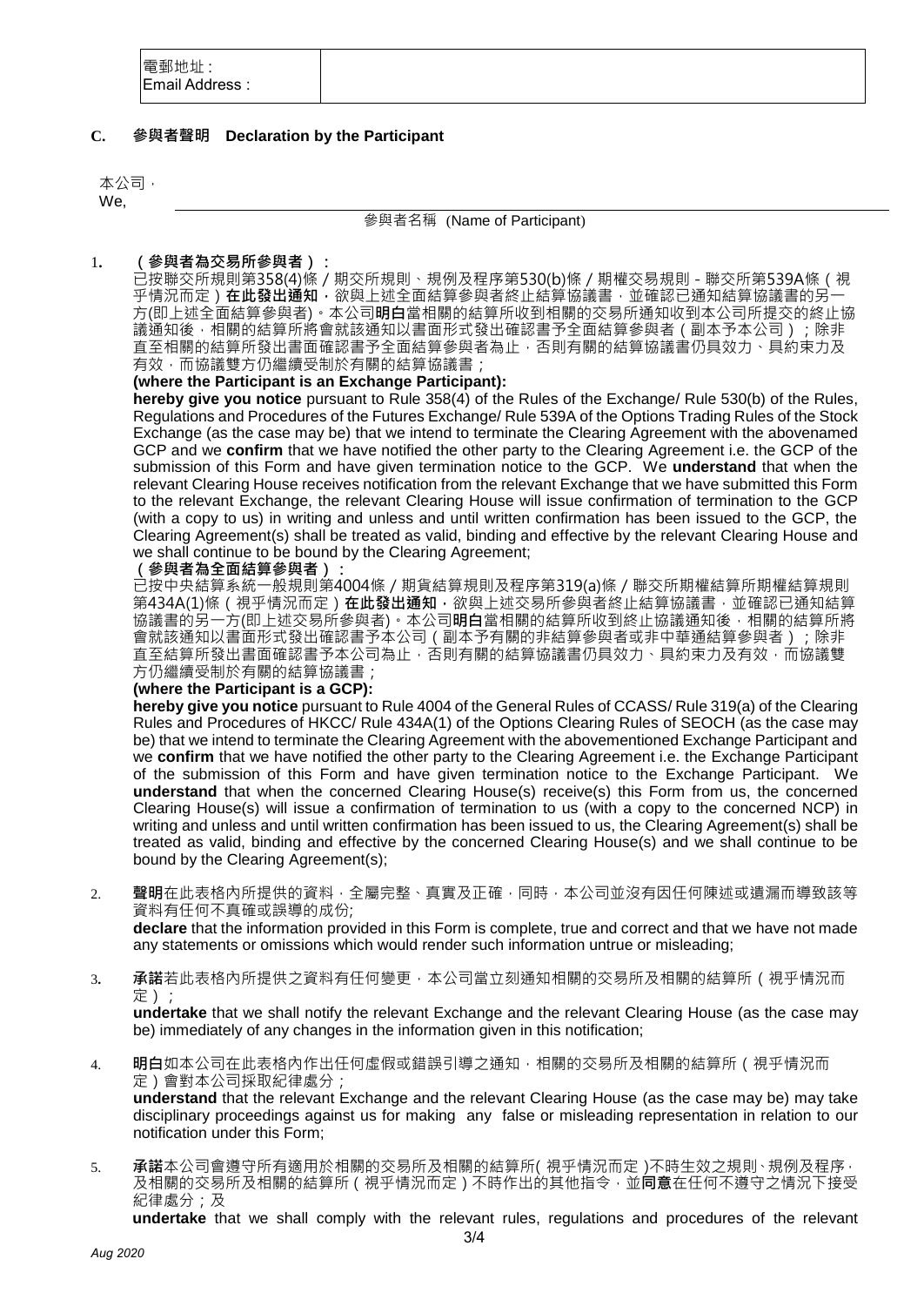| 電郵地址 :<br>Email Address : | |
|---|---|

## C. 參與者聲明 Declaration by the Participant

本公司，
We,

參與者名稱 (Name of Participant)

1. **（參與者為交易所參與者）：**
已按聯交所規則第358(4)條 / 期交所規則、規例及程序第530(b)條 / 期權交易規則 - 聯交所第539A條（視乎情況而定）**在此發出通知**，欲與上述全面結算參與者終止結算協議書，並確認已通知結算協議書的另一方(即上述全面結算參與者)。本公司**明白**當相關的結算所收到相關的交易所通知收到本公司所提交的終止協議通知後，相關的結算所將會就該通知以書面形式發出確認書予全面結算參與者（副本予本公司）；除非直至相關的結算所發出書面確認書予全面結算參與者為止，否則有關的結算協議書仍具效力、具約束力及有效，而協議雙方仍繼續受制於有關的結算協議書；
**(where the Participant is an Exchange Participant):**
**hereby give you notice** pursuant to Rule 358(4) of the Rules of the Exchange/ Rule 530(b) of the Rules, Regulations and Procedures of the Futures Exchange/ Rule 539A of the Options Trading Rules of the Stock Exchange (as the case may be) that we intend to terminate the Clearing Agreement with the abovenamed GCP and we **confirm** that we have notified the other party to the Clearing Agreement i.e. the GCP of the submission of this Form and have given termination notice to the GCP. We **understand** that when the relevant Clearing House receives notification from the relevant Exchange that we have submitted this Form to the relevant Exchange, the relevant Clearing House will issue confirmation of termination to the GCP (with a copy to us) in writing and unless and until written confirmation has been issued to the GCP, the Clearing Agreement(s) shall be treated as valid, binding and effective by the relevant Clearing House and we shall continue to be bound by the Clearing Agreement;
**（參與者為全面結算參與者）：**
已按中央結算系統一般規則第4004條 / 期貨結算規則及程序第319(a)條 / 聯交所期權結算所期權結算規則第434A(1)條（視乎情況而定）**在此發出通知**，欲與上述交易所參與者終止結算協議書，並確認已通知結算協議書的另一方(即上述交易所參與者)。本公司**明白**當相關的結算所收到終止協議通知後，相關的結算所將會就該通知以書面形式發出確認書予本公司（副本予有關的非結算參與者或非中華通結算參與者）；除非直至結算所發出書面確認書予本公司為止，否則有關的結算協議書仍具效力、具約束力及有效，而協議雙方仍繼續受制於有關的結算協議書；
**(where the Participant is a GCP):**
**hereby give you notice** pursuant to Rule 4004 of the General Rules of CCASS/ Rule 319(a) of the Clearing Rules and Procedures of HKCC/ Rule 434A(1) of the Options Clearing Rules of SEOCH (as the case may be) that we intend to terminate the Clearing Agreement with the abovementioned Exchange Participant and we **confirm** that we have notified the other party to the Clearing Agreement i.e. the Exchange Participant of the submission of this Form and have given termination notice to the Exchange Participant. We **understand** that when the concerned Clearing House(s) receive(s) this Form from us, the concerned Clearing House(s) will issue a confirmation of termination to us (with a copy to the concerned NCP) in writing and unless and until written confirmation has been issued to us, the Clearing Agreement(s) shall be treated as valid, binding and effective by the concerned Clearing House(s) and we shall continue to be bound by the Clearing Agreement(s);

2. **聲明**在此表格內所提供的資料，全屬完整、真實及正確，同時，本公司並沒有因任何陳述或遺漏而導致該等資料有任何不真確或誤導的成份;
**declare** that the information provided in this Form is complete, true and correct and that we have not made any statements or omissions which would render such information untrue or misleading;

3. **承諾**若此表格內所提供之資料有任何變更，本公司當立刻通知相關的交易所及相關的結算所（視乎情況而定）;
**undertake** that we shall notify the relevant Exchange and the relevant Clearing House (as the case may be) immediately of any changes in the information given in this notification;

4. **明白**如本公司在此表格內作出任何虛假或錯誤引導之通知，相關的交易所及相關的結算所（視乎情況而定）會對本公司採取紀律處分;
**understand** that the relevant Exchange and the relevant Clearing House (as the case may be) may take disciplinary proceedings against us for making any false or misleading representation in relation to our notification under this Form;

5. **承諾**本公司會遵守所有適用於相關的交易所及相關的結算所(視乎情況而定)不時生效之規則、規例及程序，及相關的交易所及相關的結算所（視乎情況而定）不時作出的其他指令，並**同意**在任何不遵守之情況下接受紀律處分；及
**undertake** that we shall comply with the relevant rules, regulations and procedures of the relevant

*Aug 2020*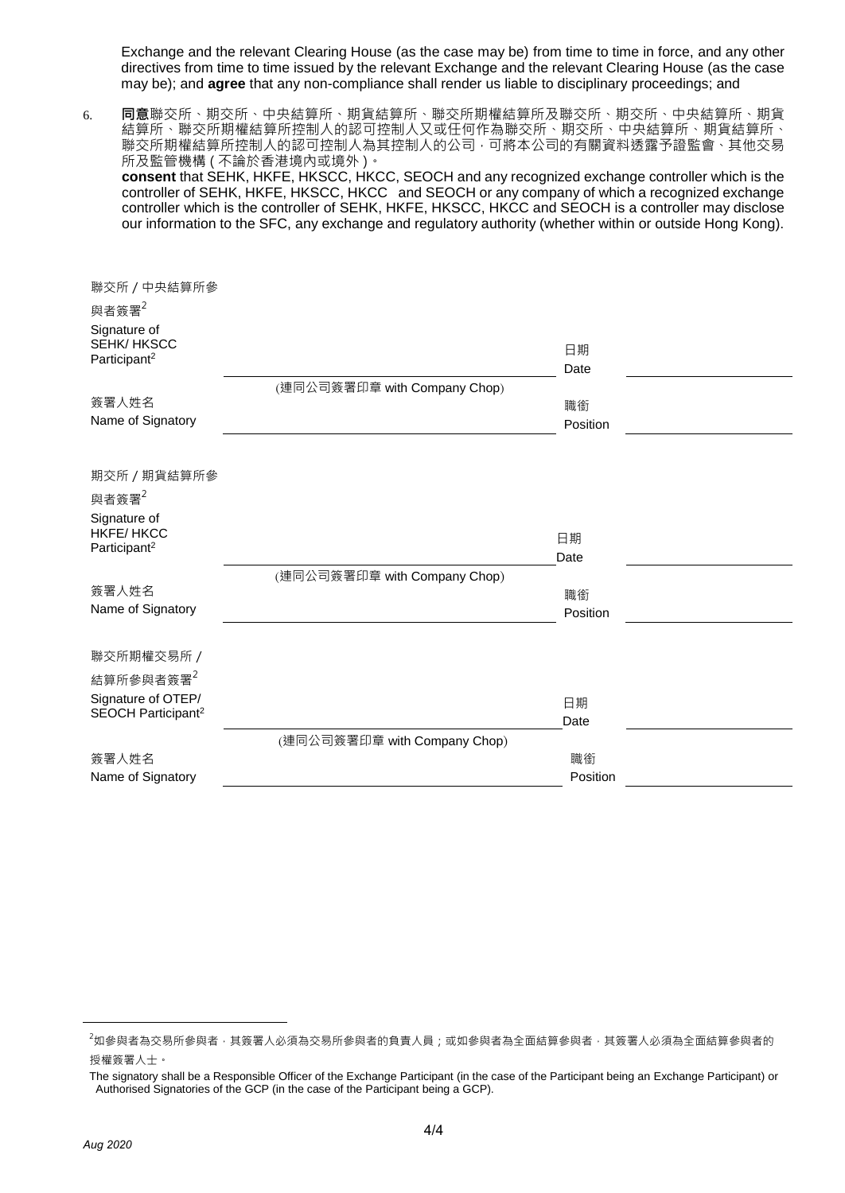Exchange and the relevant Clearing House (as the case may be) from time to time in force, and any other directives from time to time issued by the relevant Exchange and the relevant Clearing House (as the case may be); and **agree** that any non-compliance shall render us liable to disciplinary proceedings; and

6. **同意**聯交所、期交所、中央結算所、期貨結算所、聯交所期權結算所及聯交所、期交所、中央結算所、期貨結算所、聯交所期權結算所控制人的認可控制人又或任何作為聯交所、期交所、中央結算所、期貨結算所、聯交所期權結算所控制人的認可控制人為其控制人的公司，可將本公司的有關資料透露予證監會、其他交易所及監管機構（不論於香港境內或境外）。
**consent** that SEHK, HKFE, HKSCC, HKCC, SEOCH and any recognized exchange controller which is the controller of SEHK, HKFE, HKSCC, HKCC and SEOCH or any company of which a recognized exchange controller which is the controller of SEHK, HKFE, HKSCC, HKCC and SEOCH is a controller may disclose our information to the SFC, any exchange and regulatory authority (whether within or outside Hong Kong).

| | | | |
|---|---|---|---|
| 聯交所 / 中央結算所參與者簽署[2]<br>Signature of SEHK/ HKSCC Participant[2] | (連同公司簽署印章 with Company Chop) | 日期<br>Date | |
| 簽署人姓名<br>Name of Signatory | | 職銜<br>Position | |
| 期交所 / 期貨結算所參與者簽署[2]<br>Signature of HKFE/ HKCC Participant[2] | (連同公司簽署印章 with Company Chop) | 日期<br>Date | |
| 簽署人姓名<br>Name of Signatory | | 職銜<br>Position | |
| 聯交所期權交易所 / 結算所參與者簽署[2]<br>Signature of OTEP/ SEOCH Participant[2] | (連同公司簽署印章 with Company Chop) | 日期<br>Date | |
| 簽署人姓名<br>Name of Signatory | | 職銜<br>Position | |

---

[2]如參與者為交易所參與者，其簽署人必須為交易所參與者的負責人員；或如參與者為全面結算參與者，其簽署人必須為全面結算參與者的授權簽署人士。

The signatory shall be a Responsible Officer of the Exchange Participant (in the case of the Participant being an Exchange Participant) or Authorised Signatories of the GCP (in the case of the Participant being a GCP).

*Aug 2020*